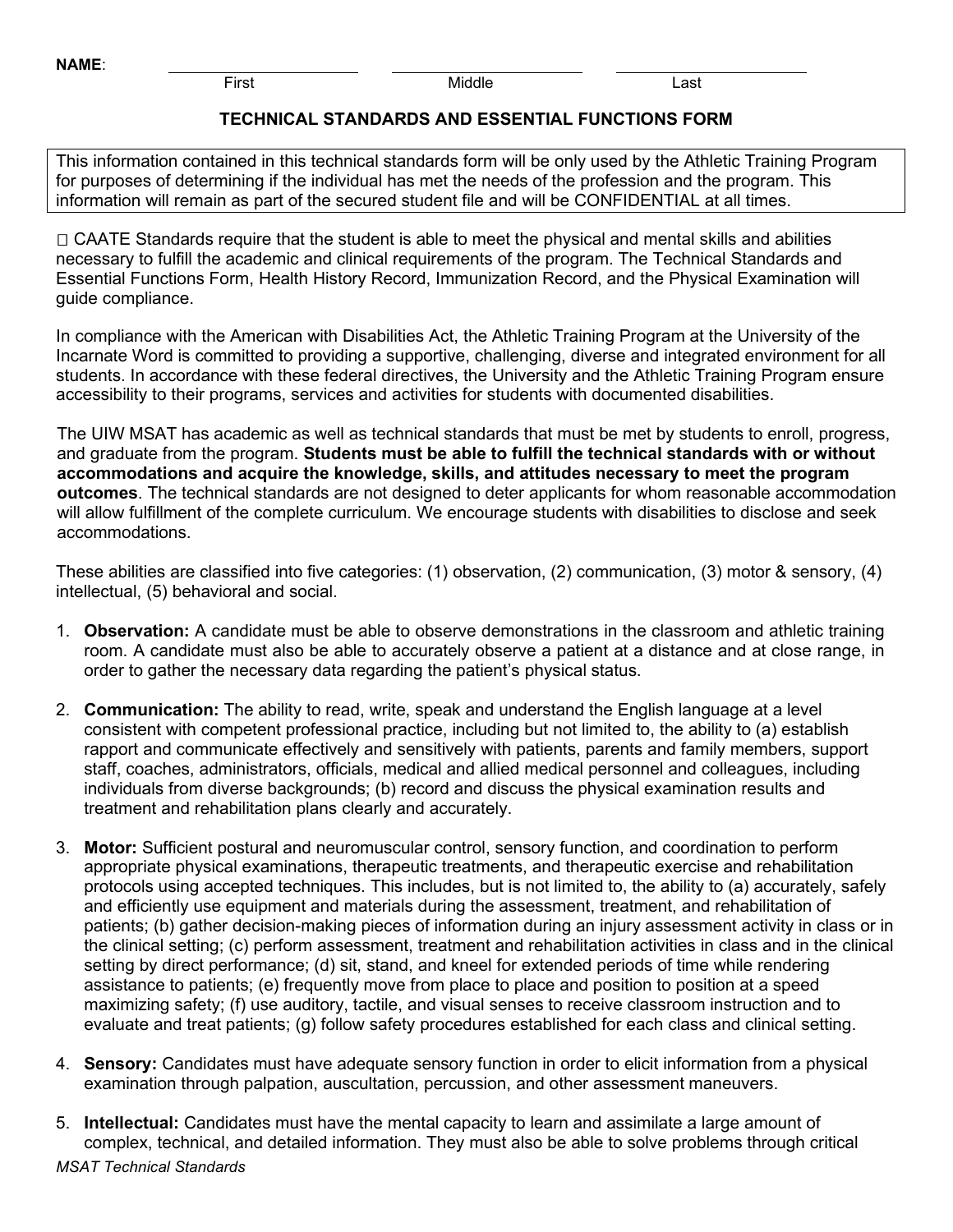**NAME**: ____________________ ____________________ ____________________

First Middle Last

## TECHNICAL STANDARDS AND ESSENTIAL FUNCTIONS FORM

This information contained in this technical standards form will be only used by the Athletic Training Program for purposes of determining if the individual has met the needs of the profession and the program. This information will remain as part of the secured student file and will be CONFIDENTIAL at all times.

 CAATE Standards require that the student is able to meet the physical and mental skills and abilities necessary to fulfill the academic and clinical requirements of the program. The Technical Standards and Essential Functions Form, Health History Record, Immunization Record, and the Physical Examination will guide compliance.

In compliance with the American with Disabilities Act, the Athletic Training Program at the University of the Incarnate Word is committed to providing a supportive, challenging, diverse and integrated environment for all students. In accordance with these federal directives, the University and the Athletic Training Program ensure accessibility to their programs, services and activities for students with documented disabilities.

The UIW MSAT has academic as well as technical standards that must be met by students to enroll, progress, and graduate from the program. **Students must be able to fulfill the technical standards with or without accommodations and acquire the knowledge, skills, and attitudes necessary to meet the program outcomes**. The technical standards are not designed to deter applicants for whom reasonable accommodation will allow fulfillment of the complete curriculum. We encourage students with disabilities to disclose and seek accommodations.

These abilities are classified into five categories: (1) observation, (2) communication, (3) motor & sensory, (4) intellectual, (5) behavioral and social.

1. **Observation:** A candidate must be able to observe demonstrations in the classroom and athletic training room. A candidate must also be able to accurately observe a patient at a distance and at close range, in order to gather the necessary data regarding the patient's physical status.
2. **Communication:** The ability to read, write, speak and understand the English language at a level consistent with competent professional practice, including but not limited to, the ability to (a) establish rapport and communicate effectively and sensitively with patients, parents and family members, support staff, coaches, administrators, officials, medical and allied medical personnel and colleagues, including individuals from diverse backgrounds; (b) record and discuss the physical examination results and treatment and rehabilitation plans clearly and accurately.
3. **Motor:** Sufficient postural and neuromuscular control, sensory function, and coordination to perform appropriate physical examinations, therapeutic treatments, and therapeutic exercise and rehabilitation protocols using accepted techniques. This includes, but is not limited to, the ability to (a) accurately, safely and efficiently use equipment and materials during the assessment, treatment, and rehabilitation of patients; (b) gather decision-making pieces of information during an injury assessment activity in class or in the clinical setting; (c) perform assessment, treatment and rehabilitation activities in class and in the clinical setting by direct performance; (d) sit, stand, and kneel for extended periods of time while rendering assistance to patients; (e) frequently move from place to place and position to position at a speed maximizing safety; (f) use auditory, tactile, and visual senses to receive classroom instruction and to evaluate and treat patients; (g) follow safety procedures established for each class and clinical setting.
4. **Sensory:** Candidates must have adequate sensory function in order to elicit information from a physical examination through palpation, auscultation, percussion, and other assessment maneuvers.
5. **Intellectual:** Candidates must have the mental capacity to learn and assimilate a large amount of complex, technical, and detailed information. They must also be able to solve problems through critical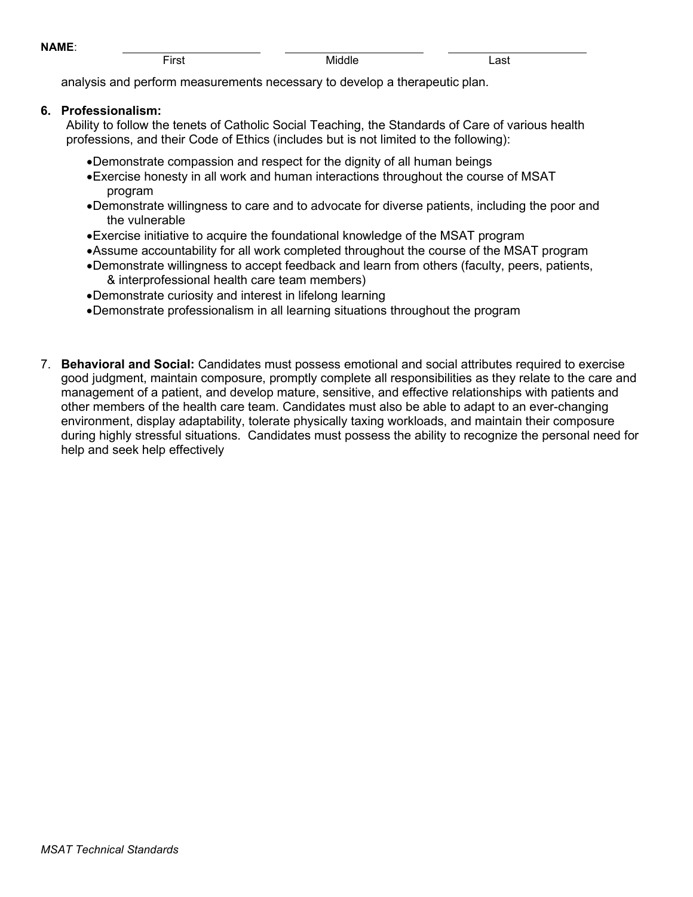**NAME**: \_\_\_\_\_\_\_\_\_\_\_\_\_\_\_\_\_\_\_\_ \_\_\_\_\_\_\_\_\_\_\_\_\_\_\_\_\_\_\_\_ \_\_\_\_\_\_\_\_\_\_\_\_\_\_\_\_\_\_\_\_
First Middle Last

analysis and perform measurements necessary to develop a therapeutic plan.

6. **Professionalism:**
   Ability to follow the tenets of Catholic Social Teaching, the Standards of Care of various health professions, and their Code of Ethics (includes but is not limited to the following):

   - Demonstrate compassion and respect for the dignity of all human beings
   - Exercise honesty in all work and human interactions throughout the course of MSAT program
   - Demonstrate willingness to care and to advocate for diverse patients, including the poor and the vulnerable
   - Exercise initiative to acquire the foundational knowledge of the MSAT program
   - Assume accountability for all work completed throughout the course of the MSAT program
   - Demonstrate willingness to accept feedback and learn from others (faculty, peers, patients, & interprofessional health care team members)
   - Demonstrate curiosity and interest in lifelong learning
   - Demonstrate professionalism in all learning situations throughout the program

7. **Behavioral and Social:** Candidates must possess emotional and social attributes required to exercise good judgment, maintain composure, promptly complete all responsibilities as they relate to the care and management of a patient, and develop mature, sensitive, and effective relationships with patients and other members of the health care team. Candidates must also be able to adapt to an ever-changing environment, display adaptability, tolerate physically taxing workloads, and maintain their composure during highly stressful situations. Candidates must possess the ability to recognize the personal need for help and seek help effectively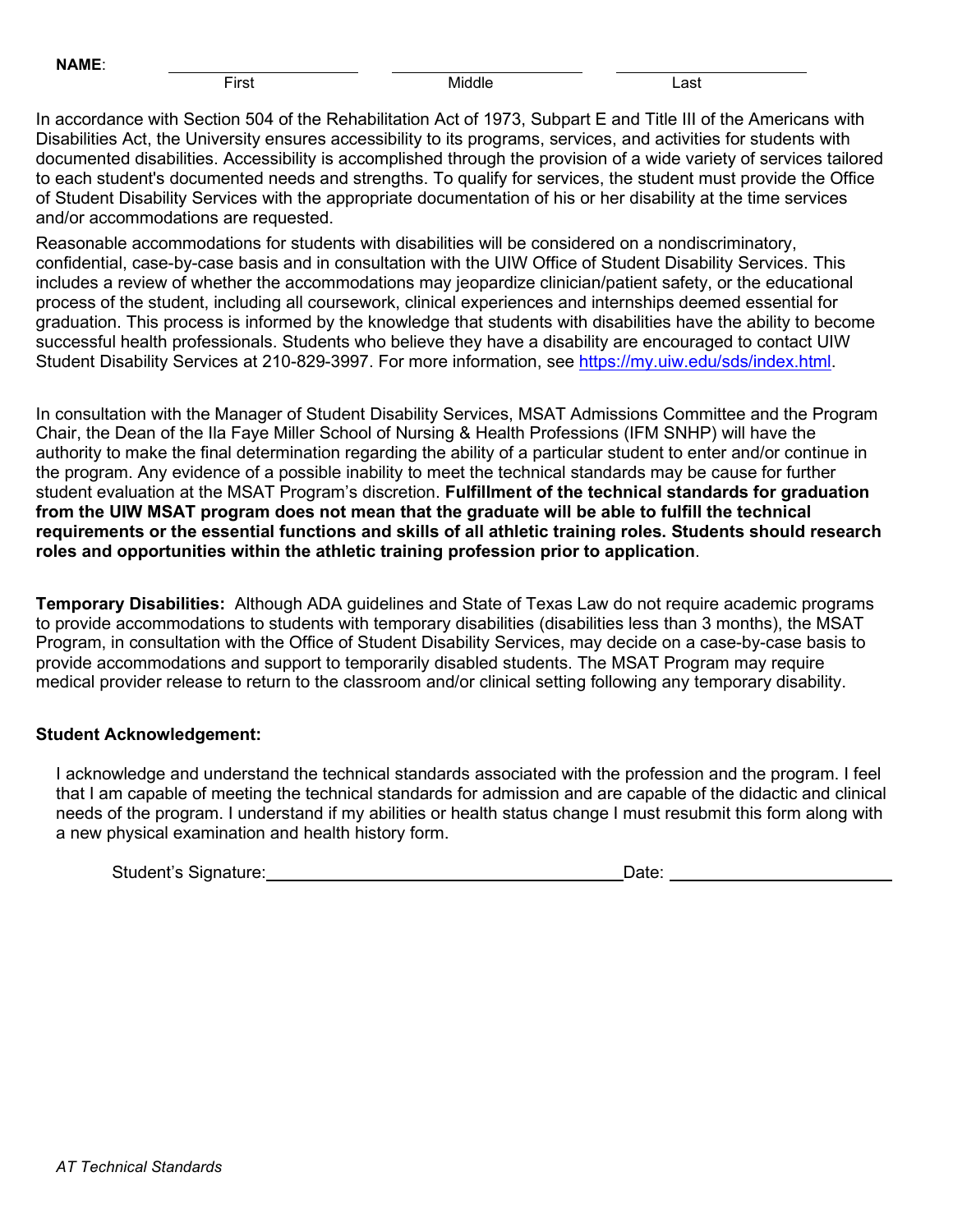**NAME**: ______________________ ______________________ ______________________

First Middle Last

In accordance with Section 504 of the Rehabilitation Act of 1973, Subpart E and Title III of the Americans with Disabilities Act, the University ensures accessibility to its programs, services, and activities for students with documented disabilities. Accessibility is accomplished through the provision of a wide variety of services tailored to each student's documented needs and strengths. To qualify for services, the student must provide the Office of Student Disability Services with the appropriate documentation of his or her disability at the time services and/or accommodations are requested.

Reasonable accommodations for students with disabilities will be considered on a nondiscriminatory, confidential, case-by-case basis and in consultation with the UIW Office of Student Disability Services. This includes a review of whether the accommodations may jeopardize clinician/patient safety, or the educational process of the student, including all coursework, clinical experiences and internships deemed essential for graduation. This process is informed by the knowledge that students with disabilities have the ability to become successful health professionals. Students who believe they have a disability are encouraged to contact UIW Student Disability Services at 210-829-3997. For more information, see https://my.uiw.edu/sds/index.html.

In consultation with the Manager of Student Disability Services, MSAT Admissions Committee and the Program Chair, the Dean of the Ila Faye Miller School of Nursing & Health Professions (IFM SNHP) will have the authority to make the final determination regarding the ability of a particular student to enter and/or continue in the program. Any evidence of a possible inability to meet the technical standards may be cause for further student evaluation at the MSAT Program's discretion. **Fulfillment of the technical standards for graduation from the UIW MSAT program does not mean that the graduate will be able to fulfill the technical requirements or the essential functions and skills of all athletic training roles. Students should research roles and opportunities within the athletic training profession prior to application**.

**Temporary Disabilities:** Although ADA guidelines and State of Texas Law do not require academic programs to provide accommodations to students with temporary disabilities (disabilities less than 3 months), the MSAT Program, in consultation with the Office of Student Disability Services, may decide on a case-by-case basis to provide accommodations and support to temporarily disabled students. The MSAT Program may require medical provider release to return to the classroom and/or clinical setting following any temporary disability.

**Student Acknowledgement:**

I acknowledge and understand the technical standards associated with the profession and the program. I feel that I am capable of meeting the technical standards for admission and are capable of the didactic and clinical needs of the program. I understand if my abilities or health status change I must resubmit this form along with a new physical examination and health history form.

Student's Signature: ______________________________ Date: ____________________

*AT Technical Standards*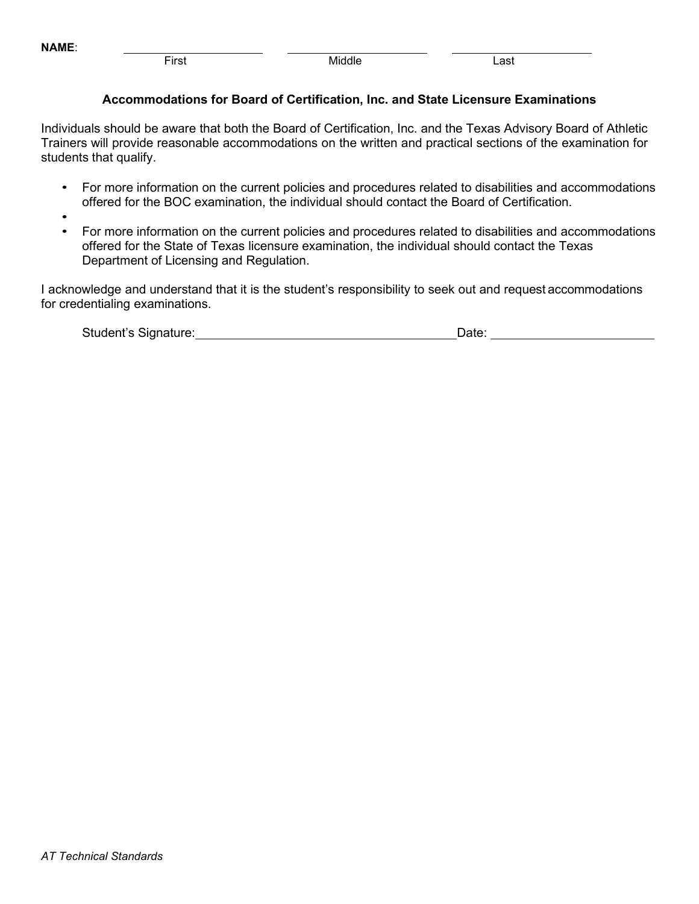**NAME**: ______________________ ______________________ ______________________
First Middle Last

**Accommodations for Board of Certification, Inc. and State Licensure Examinations**

Individuals should be aware that both the Board of Certification, Inc. and the Texas Advisory Board of Athletic Trainers will provide reasonable accommodations on the written and practical sections of the examination for students that qualify.

- For more information on the current policies and procedures related to disabilities and accommodations offered for the BOC examination, the individual should contact the Board of Certification.
- For more information on the current policies and procedures related to disabilities and accommodations offered for the State of Texas licensure examination, the individual should contact the Texas Department of Licensing and Regulation.

I acknowledge and understand that it is the student's responsibility to seek out and request accommodations for credentialing examinations.

Student's Signature:______________________________________ Date: ______________________

*AT Technical Standards*